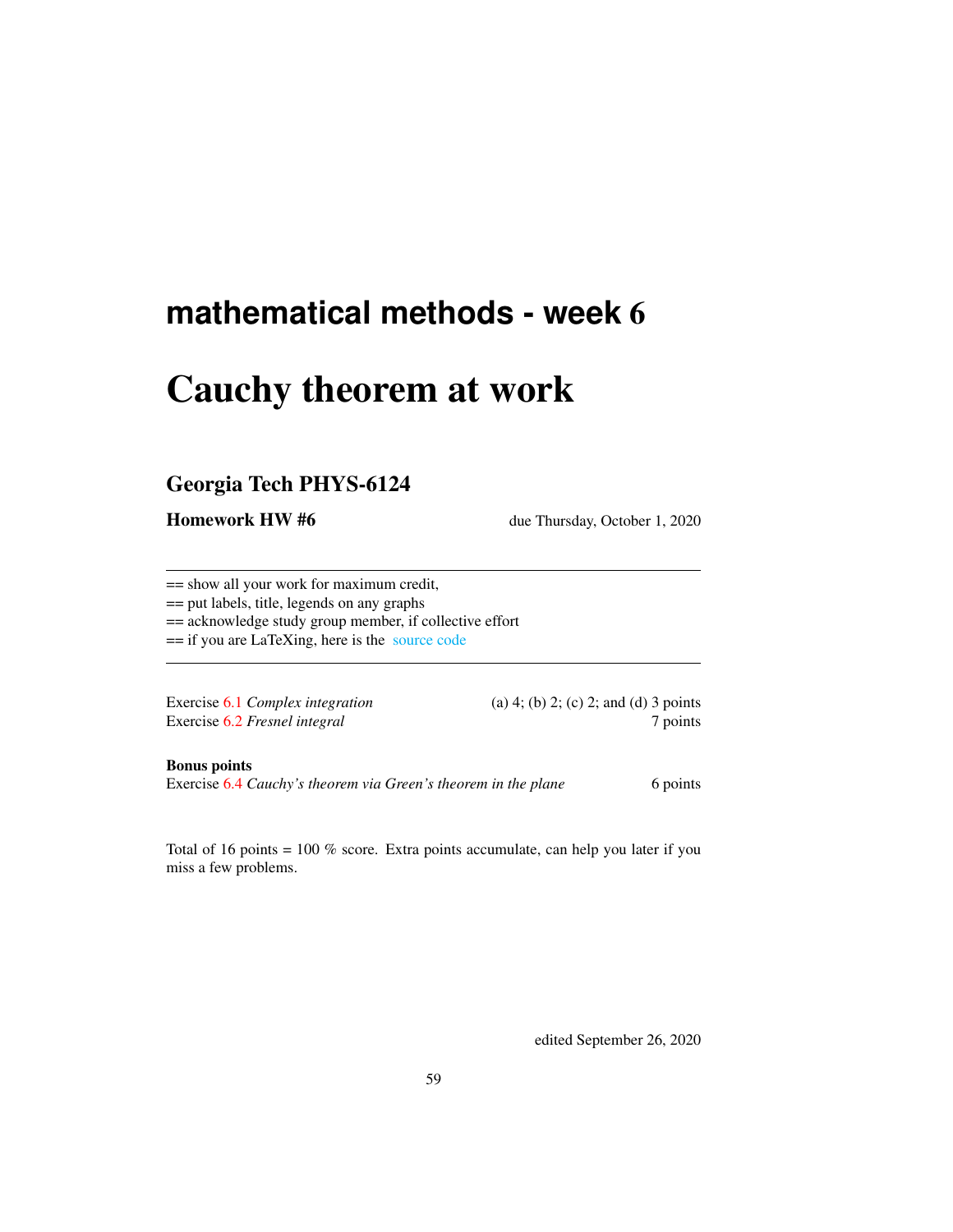# mathematical methods - week 6

# Cauchy theorem at work

## Georgia Tech PHYS-6124

**Homework HW #6** due Thursday, October 1, 2020

---

== show all your work for maximum credit,
== put labels, title, legends on any graphs
== acknowledge study group member, if collective effort
== if you are LaTeXing, here is the source code

---

Exercise 6.1 *Complex integration* (a) 4; (b) 2; (c) 2; and (d) 3 points
Exercise 6.2 *Fresnel integral* 7 points

**Bonus points**
Exercise 6.4 *Cauchy's theorem via Green's theorem in the plane* 6 points

Total of 16 points = 100 % score. Extra points accumulate, can help you later if you miss a few problems.

edited September 26, 2020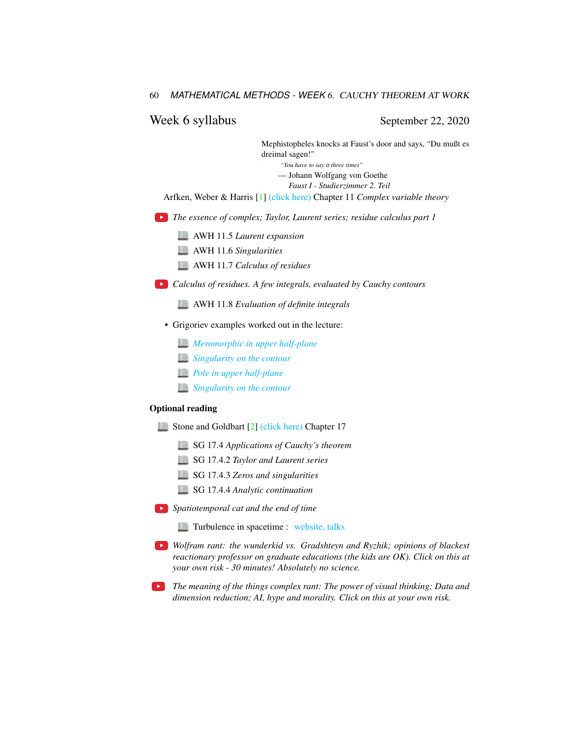## Week 6 syllabus

September 22, 2020

> Mephistopheles knocks at Faust's door and says, "Du mußt es dreimal sagen!"
>
> *"You have to say it three times"*
>
> — Johann Wolfgang von Goethe
>
> *Faust I - Studierzimmer 2. Teil*

Arfken, Weber & Harris [1] (click here) Chapter 11 *Complex variable theory*

- *The essence of complex; Taylor, Laurent series; residue calculus part 1*
  - AWH 11.5 *Laurent expansion*
  - AWH 11.6 *Singularities*
  - AWH 11.7 *Calculus of residues*
- *Calculus of residues. A few integrals, evaluated by Cauchy contours*
  - AWH 11.8 *Evaluation of definite integrals*
- Grigoriev examples worked out in the lecture:
  - *Meromorphic in upper half-plane*
  - *Singularity on the contour*
  - *Pole in upper half-plane*
  - *Singularity on the contour*

**Optional reading**

- Stone and Goldbart [2] (click here) Chapter 17
  - SG 17.4 *Applications of Cauchy's theorem*
  - SG 17.4.2 *Taylor and Laurent series*
  - SG 17.4.3 *Zeros and singularities*
  - SG 17.4.4 *Analytic continuation*
- *Spatiotemporal cat and the end of time*
  - Turbulence in spacetime : website, talks
- *Wolfram rant: the wunderkid vs. Gradshteyn and Ryzhik; opinions of blackest reactionary professor on graduate educations (the kids are OK). Click on this at your own risk - 30 minutes! Absolutely no science.*
- *The meaning of the things complex rant: The power of visual thinking; Data and dimension reduction; AI, hype and morality. Click on this at your own risk.*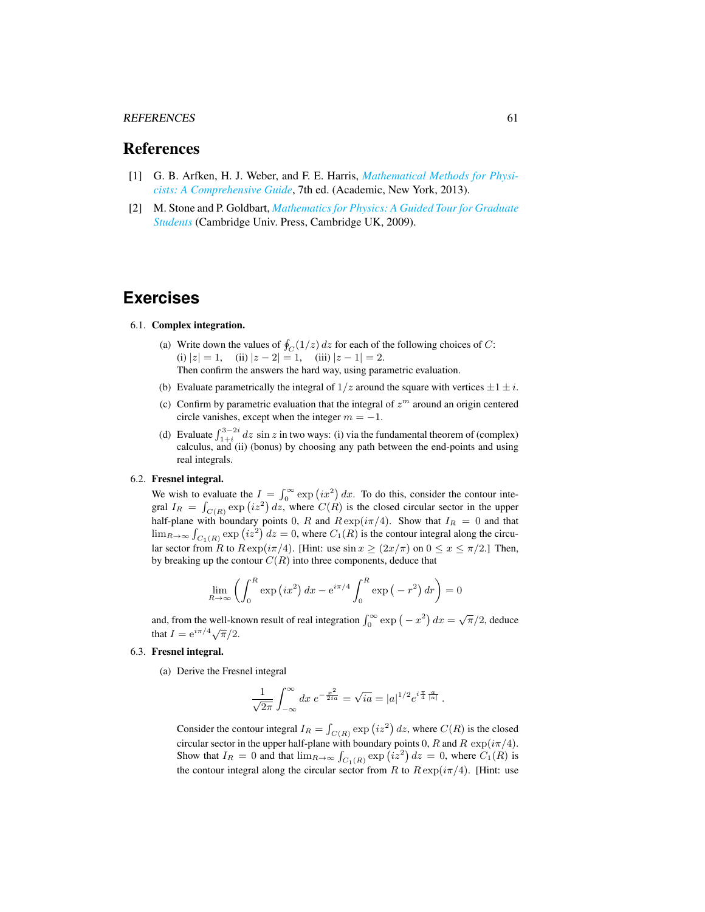# References

[1] G. B. Arfken, H. J. Weber, and F. E. Harris, *Mathematical Methods for Physicists: A Comprehensive Guide*, 7th ed. (Academic, New York, 2013).

[2] M. Stone and P. Goldbart, *Mathematics for Physics: A Guided Tour for Graduate Students* (Cambridge Univ. Press, Cambridge UK, 2009).

# Exercises

6.1. **Complex integration.**

(a) Write down the values of $\oint_C (1/z)\, dz$ for each of the following choices of $C$: (i) $|z| = 1$, (ii) $|z - 2| = 1$, (iii) $|z - 1| = 2$. Then confirm the answers the hard way, using parametric evaluation.

(b) Evaluate parametrically the integral of $1/z$ around the square with vertices $\pm 1 \pm i$.

(c) Confirm by parametric evaluation that the integral of $z^m$ around an origin centered circle vanishes, except when the integer $m = -1$.

(d) Evaluate $\int_{1+i}^{3-2i} dz\, \sin z$ in two ways: (i) via the fundamental theorem of (complex) calculus, and (ii) (bonus) by choosing any path between the end-points and using real integrals.

6.2. **Fresnel integral.**

We wish to evaluate the $I = \int_0^\infty \exp\left(ix^2\right) dx$. To do this, consider the contour integral $I_R = \int_{C(R)} \exp\left(iz^2\right) dz$, where $C(R)$ is the closed circular sector in the upper half-plane with boundary points $0$, $R$ and $R\exp(i\pi/4)$. Show that $I_R = 0$ and that $\lim_{R\to\infty} \int_{C_1(R)} \exp\left(iz^2\right) dz = 0$, where $C_1(R)$ is the contour integral along the circular sector from $R$ to $R\exp(i\pi/4)$. [Hint: use $\sin x \geq (2x/\pi)$ on $0 \leq x \leq \pi/2$.] Then, by breaking up the contour $C(R)$ into three components, deduce that

$$\lim_{R\to\infty} \left( \int_0^R \exp\left(ix^2\right) dx - \mathrm{e}^{i\pi/4} \int_0^R \exp\left(-r^2\right) dr \right) = 0$$

and, from the well-known result of real integration $\int_0^\infty \exp\left(-x^2\right) dx = \sqrt{\pi}/2$, deduce that $I = \mathrm{e}^{i\pi/4}\sqrt{\pi}/2$.

6.3. **Fresnel integral.**

(a) Derive the Fresnel integral

$$\frac{1}{\sqrt{2\pi}} \int_{-\infty}^{\infty} dx\; e^{-\frac{x^2}{2ia}} = \sqrt{ia} = |a|^{1/2} e^{i\frac{\pi}{4}\frac{a}{|a|}} .$$

Consider the contour integral $I_R = \int_{C(R)} \exp\left(iz^2\right) dz$, where $C(R)$ is the closed circular sector in the upper half-plane with boundary points $0$, $R$ and $R\ \exp(i\pi/4)$. Show that $I_R = 0$ and that $\lim_{R\to\infty} \int_{C_1(R)} \exp\left(iz^2\right) dz = 0$, where $C_1(R)$ is the contour integral along the circular sector from $R$ to $R\exp(i\pi/4)$. [Hint: use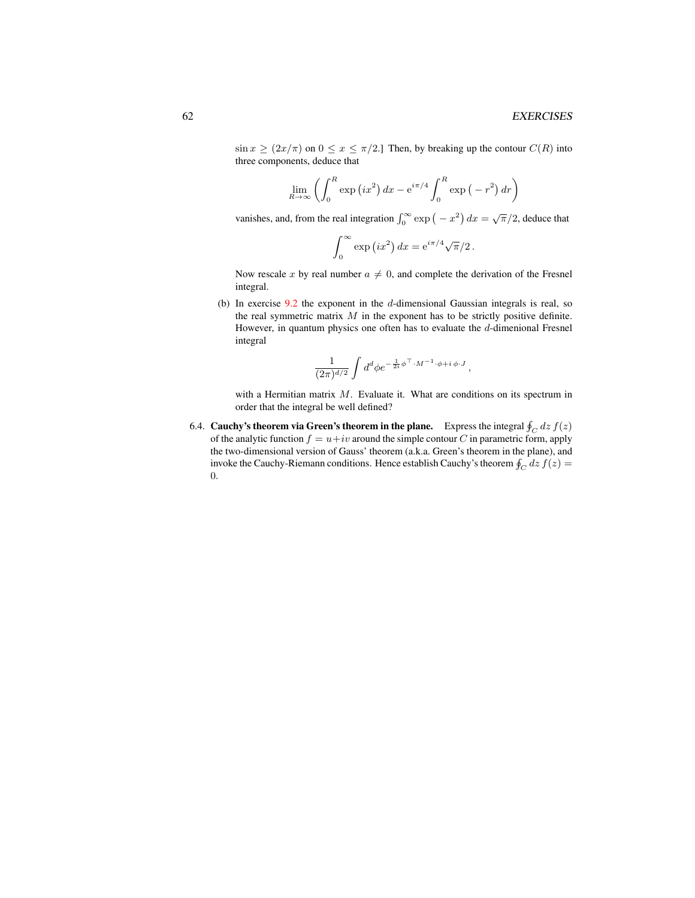$\sin x \geq (2x/\pi)$ on $0 \leq x \leq \pi/2$.] Then, by breaking up the contour $C(R)$ into three components, deduce that

$$\lim_{R\to\infty} \left( \int_0^R \exp\left(ix^2\right) dx - \mathrm{e}^{i\pi/4} \int_0^R \exp\left(-r^2\right) dr \right)$$

vanishes, and, from the real integration $\int_0^\infty \exp\left(-x^2\right) dx = \sqrt{\pi}/2$, deduce that

$$\int_0^\infty \exp\left(ix^2\right) dx = \mathrm{e}^{i\pi/4}\sqrt{\pi}/2\,.$$

Now rescale $x$ by real number $a \neq 0$, and complete the derivation of the Fresnel integral.

(b) In exercise 9.2 the exponent in the $d$-dimensional Gaussian integrals is real, so the real symmetric matrix $M$ in the exponent has to be strictly positive definite. However, in quantum physics one often has to evaluate the $d$-dimenional Fresnel integral

$$\frac{1}{(2\pi)^{d/2}} \int d^d\phi e^{-\frac{1}{2i}\phi^\top \cdot M^{-1} \cdot \phi + i\,\phi \cdot J}\,,$$

with a Hermitian matrix $M$. Evaluate it. What are conditions on its spectrum in order that the integral be well defined?

6.4. **Cauchy's theorem via Green's theorem in the plane.** Express the integral $\oint_C dz\, f(z)$ of the analytic function $f = u + iv$ around the simple contour $C$ in parametric form, apply the two-dimensional version of Gauss' theorem (a.k.a. Green's theorem in the plane), and invoke the Cauchy-Riemann conditions. Hence establish Cauchy's theorem $\oint_C dz\, f(z) = 0$.